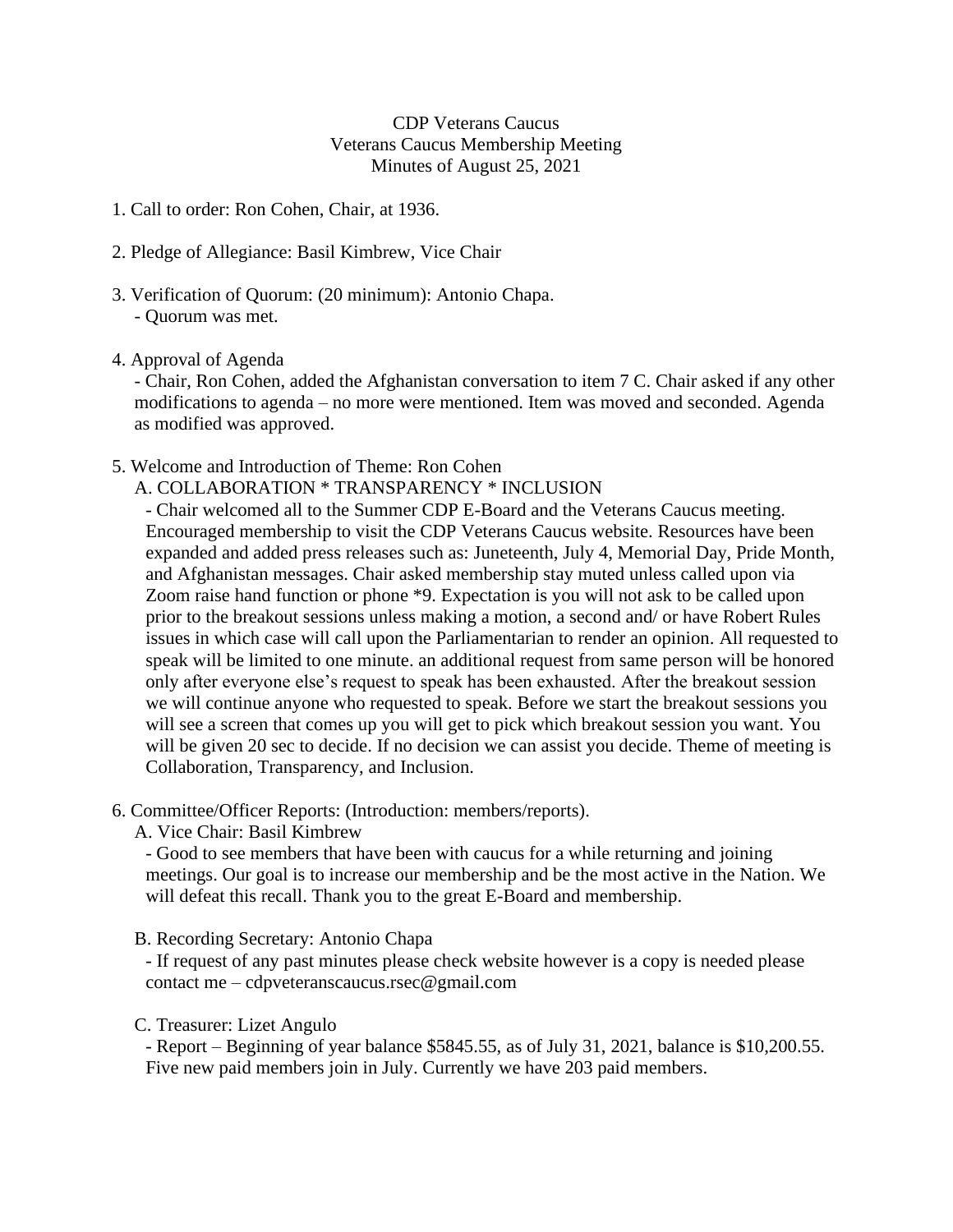CDP Veterans Caucus
Veterans Caucus Membership Meeting
Minutes of August 25, 2021

1. Call to order: Ron Cohen, Chair, at 1936.

2. Pledge of Allegiance: Basil Kimbrew, Vice Chair

3. Verification of Quorum: (20 minimum): Antonio Chapa.
   - Quorum was met.

4. Approval of Agenda
   - Chair, Ron Cohen, added the Afghanistan conversation to item 7 C. Chair asked if any other modifications to agenda – no more were mentioned. Item was moved and seconded. Agenda as modified was approved.

5. Welcome and Introduction of Theme: Ron Cohen
   A. COLLABORATION * TRANSPARENCY * INCLUSION
   - Chair welcomed all to the Summer CDP E-Board and the Veterans Caucus meeting. Encouraged membership to visit the CDP Veterans Caucus website. Resources have been expanded and added press releases such as: Juneteenth, July 4, Memorial Day, Pride Month, and Afghanistan messages. Chair asked membership stay muted unless called upon via Zoom raise hand function or phone *9. Expectation is you will not ask to be called upon prior to the breakout sessions unless making a motion, a second and/ or have Robert Rules issues in which case will call upon the Parliamentarian to render an opinion. All requested to speak will be limited to one minute. an additional request from same person will be honored only after everyone else's request to speak has been exhausted. After the breakout session we will continue anyone who requested to speak. Before we start the breakout sessions you will see a screen that comes up you will get to pick which breakout session you want. You will be given 20 sec to decide. If no decision we can assist you decide. Theme of meeting is Collaboration, Transparency, and Inclusion.

6. Committee/Officer Reports: (Introduction: members/reports).
   A. Vice Chair: Basil Kimbrew
   - Good to see members that have been with caucus for a while returning and joining meetings. Our goal is to increase our membership and be the most active in the Nation. We will defeat this recall. Thank you to the great E-Board and membership.

   B. Recording Secretary: Antonio Chapa
   - If request of any past minutes please check website however is a copy is needed please contact me – cdpveteranscaucus.rsec@gmail.com

   C. Treasurer: Lizet Angulo
   - Report – Beginning of year balance $5845.55, as of July 31, 2021, balance is $10,200.55. Five new paid members join in July. Currently we have 203 paid members.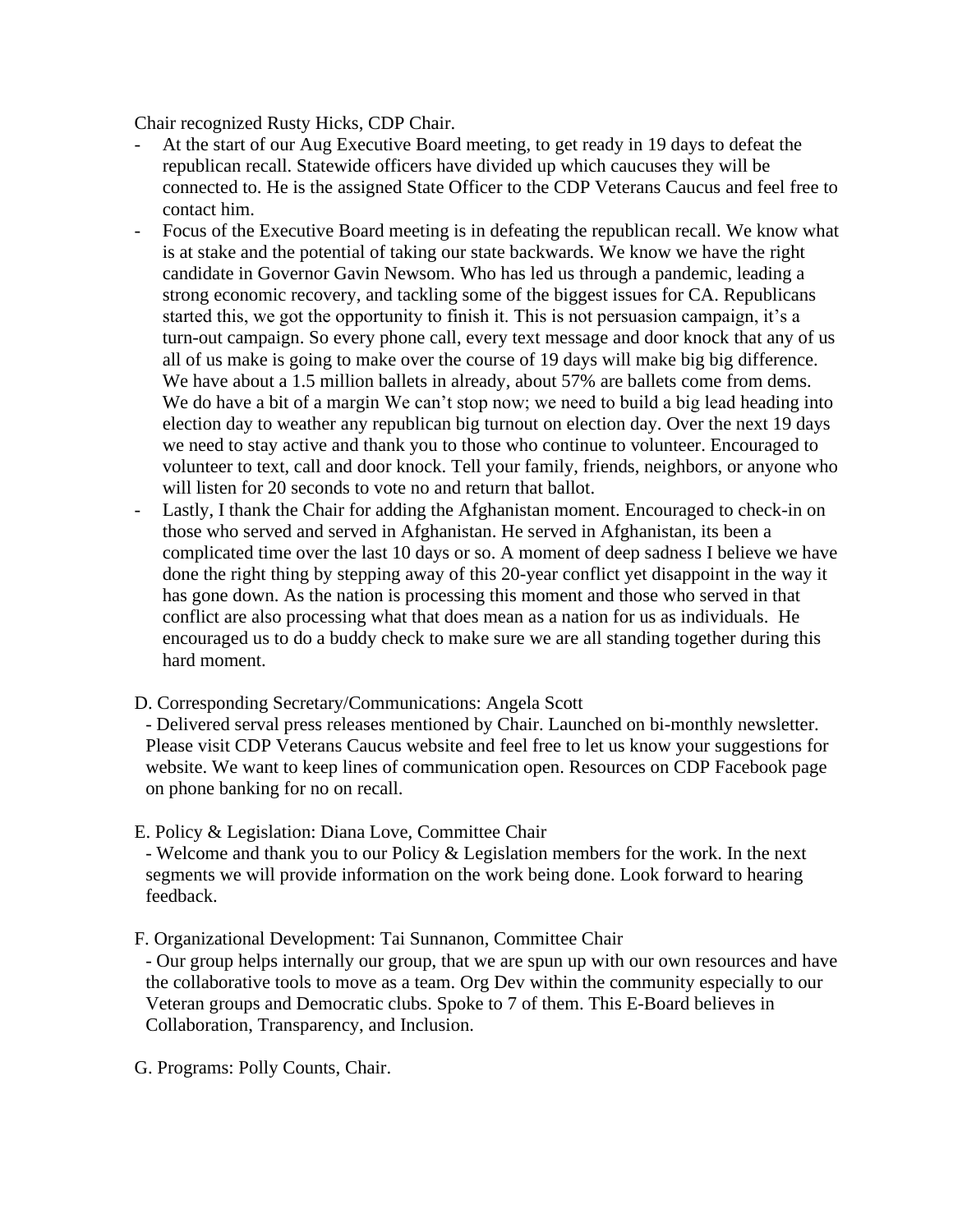Chair recognized Rusty Hicks, CDP Chair.

- At the start of our Aug Executive Board meeting, to get ready in 19 days to defeat the republican recall. Statewide officers have divided up which caucuses they will be connected to. He is the assigned State Officer to the CDP Veterans Caucus and feel free to contact him.
- Focus of the Executive Board meeting is in defeating the republican recall. We know what is at stake and the potential of taking our state backwards. We know we have the right candidate in Governor Gavin Newsom. Who has led us through a pandemic, leading a strong economic recovery, and tackling some of the biggest issues for CA. Republicans started this, we got the opportunity to finish it. This is not persuasion campaign, it's a turn-out campaign. So every phone call, every text message and door knock that any of us all of us make is going to make over the course of 19 days will make big big difference. We have about a 1.5 million ballets in already, about 57% are ballets come from dems. We do have a bit of a margin We can't stop now; we need to build a big lead heading into election day to weather any republican big turnout on election day. Over the next 19 days we need to stay active and thank you to those who continue to volunteer. Encouraged to volunteer to text, call and door knock. Tell your family, friends, neighbors, or anyone who will listen for 20 seconds to vote no and return that ballot.
- Lastly, I thank the Chair for adding the Afghanistan moment. Encouraged to check-in on those who served and served in Afghanistan. He served in Afghanistan, its been a complicated time over the last 10 days or so. A moment of deep sadness I believe we have done the right thing by stepping away of this 20-year conflict yet disappoint in the way it has gone down. As the nation is processing this moment and those who served in that conflict are also processing what that does mean as a nation for us as individuals. He encouraged us to do a buddy check to make sure we are all standing together during this hard moment.

D. Corresponding Secretary/Communications: Angela Scott

- Delivered serval press releases mentioned by Chair. Launched on bi-monthly newsletter. Please visit CDP Veterans Caucus website and feel free to let us know your suggestions for website. We want to keep lines of communication open. Resources on CDP Facebook page on phone banking for no on recall.

E. Policy & Legislation: Diana Love, Committee Chair

- Welcome and thank you to our Policy & Legislation members for the work. In the next segments we will provide information on the work being done. Look forward to hearing feedback.

F. Organizational Development: Tai Sunnanon, Committee Chair

- Our group helps internally our group, that we are spun up with our own resources and have the collaborative tools to move as a team. Org Dev within the community especially to our Veteran groups and Democratic clubs. Spoke to 7 of them. This E-Board believes in Collaboration, Transparency, and Inclusion.

G. Programs: Polly Counts, Chair.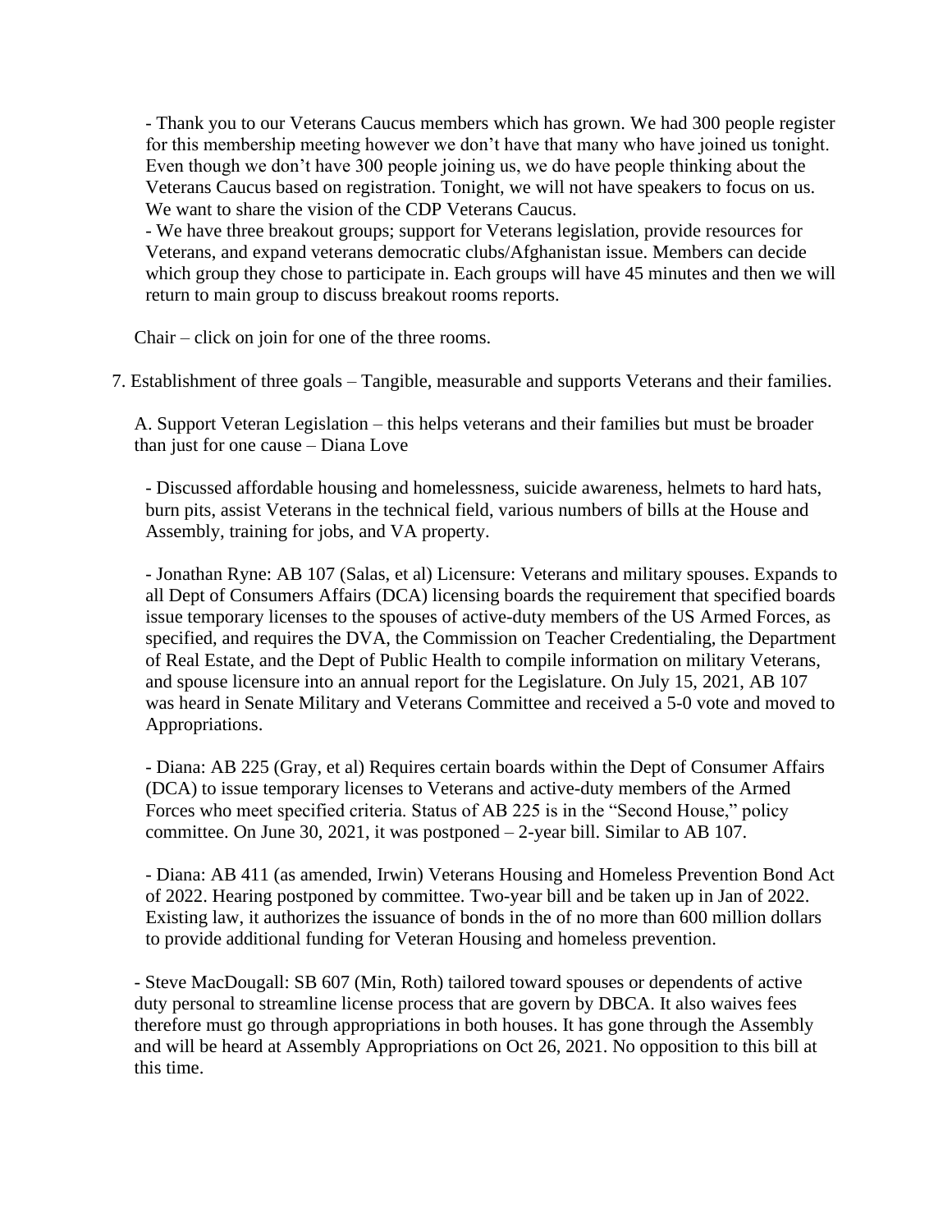- Thank you to our Veterans Caucus members which has grown. We had 300 people register for this membership meeting however we don't have that many who have joined us tonight. Even though we don't have 300 people joining us, we do have people thinking about the Veterans Caucus based on registration. Tonight, we will not have speakers to focus on us. We want to share the vision of the CDP Veterans Caucus.
- We have three breakout groups; support for Veterans legislation, provide resources for Veterans, and expand veterans democratic clubs/Afghanistan issue. Members can decide which group they chose to participate in. Each groups will have 45 minutes and then we will return to main group to discuss breakout rooms reports.

Chair – click on join for one of the three rooms.

7. Establishment of three goals – Tangible, measurable and supports Veterans and their families.

A. Support Veteran Legislation – this helps veterans and their families but must be broader than just for one cause – Diana Love

- Discussed affordable housing and homelessness, suicide awareness, helmets to hard hats, burn pits, assist Veterans in the technical field, various numbers of bills at the House and Assembly, training for jobs, and VA property.

- Jonathan Ryne: AB 107 (Salas, et al) Licensure: Veterans and military spouses. Expands to all Dept of Consumers Affairs (DCA) licensing boards the requirement that specified boards issue temporary licenses to the spouses of active-duty members of the US Armed Forces, as specified, and requires the DVA, the Commission on Teacher Credentialing, the Department of Real Estate, and the Dept of Public Health to compile information on military Veterans, and spouse licensure into an annual report for the Legislature. On July 15, 2021, AB 107 was heard in Senate Military and Veterans Committee and received a 5-0 vote and moved to Appropriations.

- Diana: AB 225 (Gray, et al) Requires certain boards within the Dept of Consumer Affairs (DCA) to issue temporary licenses to Veterans and active-duty members of the Armed Forces who meet specified criteria. Status of AB 225 is in the "Second House," policy committee. On June 30, 2021, it was postponed – 2-year bill. Similar to AB 107.

- Diana: AB 411 (as amended, Irwin) Veterans Housing and Homeless Prevention Bond Act of 2022. Hearing postponed by committee. Two-year bill and be taken up in Jan of 2022. Existing law, it authorizes the issuance of bonds in the of no more than 600 million dollars to provide additional funding for Veteran Housing and homeless prevention.

- Steve MacDougall: SB 607 (Min, Roth) tailored toward spouses or dependents of active duty personal to streamline license process that are govern by DBCA. It also waives fees therefore must go through appropriations in both houses. It has gone through the Assembly and will be heard at Assembly Appropriations on Oct 26, 2021. No opposition to this bill at this time.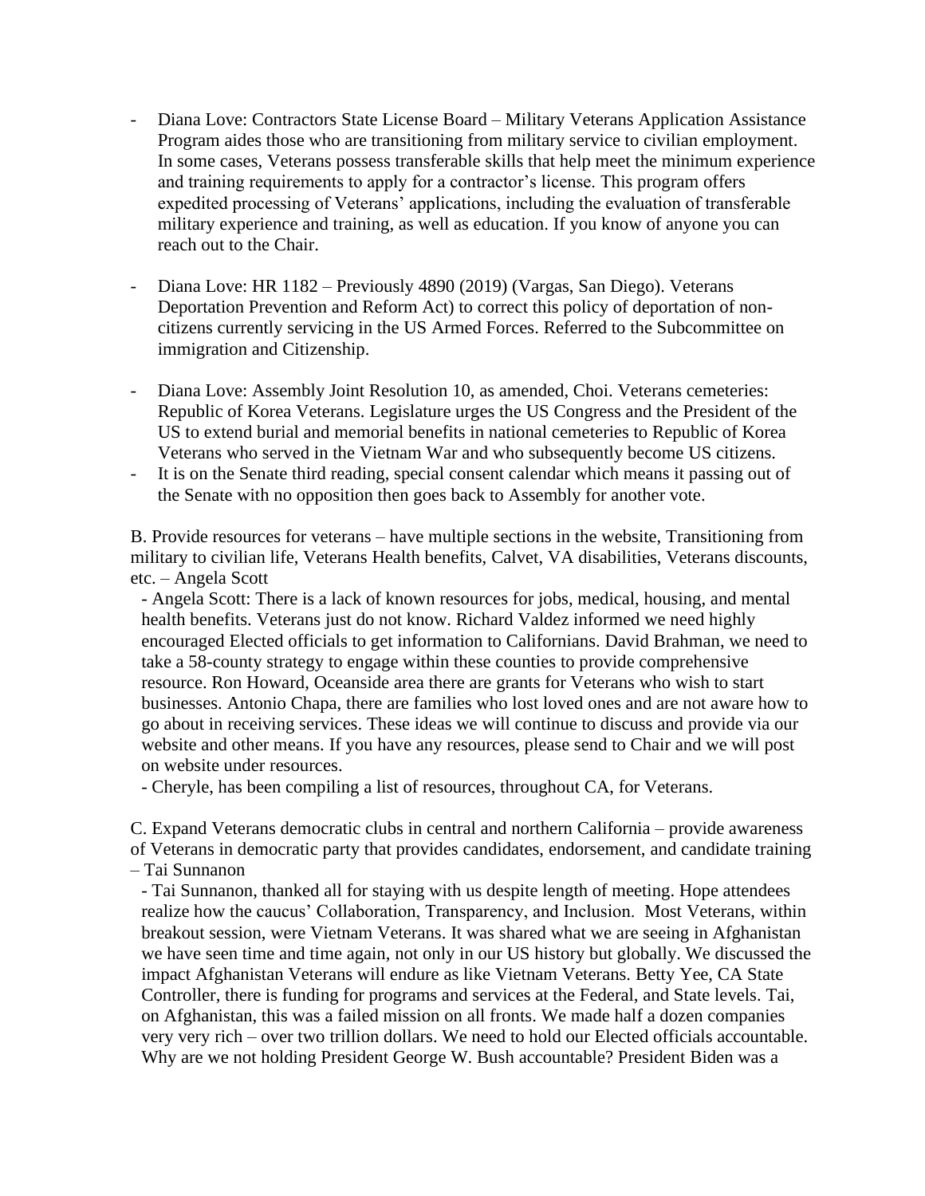- Diana Love: Contractors State License Board – Military Veterans Application Assistance Program aides those who are transitioning from military service to civilian employment. In some cases, Veterans possess transferable skills that help meet the minimum experience and training requirements to apply for a contractor's license. This program offers expedited processing of Veterans' applications, including the evaluation of transferable military experience and training, as well as education. If you know of anyone you can reach out to the Chair.

- Diana Love: HR 1182 – Previously 4890 (2019) (Vargas, San Diego). Veterans Deportation Prevention and Reform Act) to correct this policy of deportation of non-citizens currently servicing in the US Armed Forces. Referred to the Subcommittee on immigration and Citizenship.

- Diana Love: Assembly Joint Resolution 10, as amended, Choi. Veterans cemeteries: Republic of Korea Veterans. Legislature urges the US Congress and the President of the US to extend burial and memorial benefits in national cemeteries to Republic of Korea Veterans who served in the Vietnam War and who subsequently become US citizens.
- It is on the Senate third reading, special consent calendar which means it passing out of the Senate with no opposition then goes back to Assembly for another vote.

B. Provide resources for veterans – have multiple sections in the website, Transitioning from military to civilian life, Veterans Health benefits, Calvet, VA disabilities, Veterans discounts, etc. – Angela Scott

- Angela Scott: There is a lack of known resources for jobs, medical, housing, and mental health benefits. Veterans just do not know. Richard Valdez informed we need highly encouraged Elected officials to get information to Californians. David Brahman, we need to take a 58-county strategy to engage within these counties to provide comprehensive resource. Ron Howard, Oceanside area there are grants for Veterans who wish to start businesses. Antonio Chapa, there are families who lost loved ones and are not aware how to go about in receiving services. These ideas we will continue to discuss and provide via our website and other means. If you have any resources, please send to Chair and we will post on website under resources.
- Cheryle, has been compiling a list of resources, throughout CA, for Veterans.

C. Expand Veterans democratic clubs in central and northern California – provide awareness of Veterans in democratic party that provides candidates, endorsement, and candidate training – Tai Sunnanon

- Tai Sunnanon, thanked all for staying with us despite length of meeting. Hope attendees realize how the caucus' Collaboration, Transparency, and Inclusion. Most Veterans, within breakout session, were Vietnam Veterans. It was shared what we are seeing in Afghanistan we have seen time and time again, not only in our US history but globally. We discussed the impact Afghanistan Veterans will endure as like Vietnam Veterans. Betty Yee, CA State Controller, there is funding for programs and services at the Federal, and State levels. Tai, on Afghanistan, this was a failed mission on all fronts. We made half a dozen companies very very rich – over two trillion dollars. We need to hold our Elected officials accountable. Why are we not holding President George W. Bush accountable? President Biden was a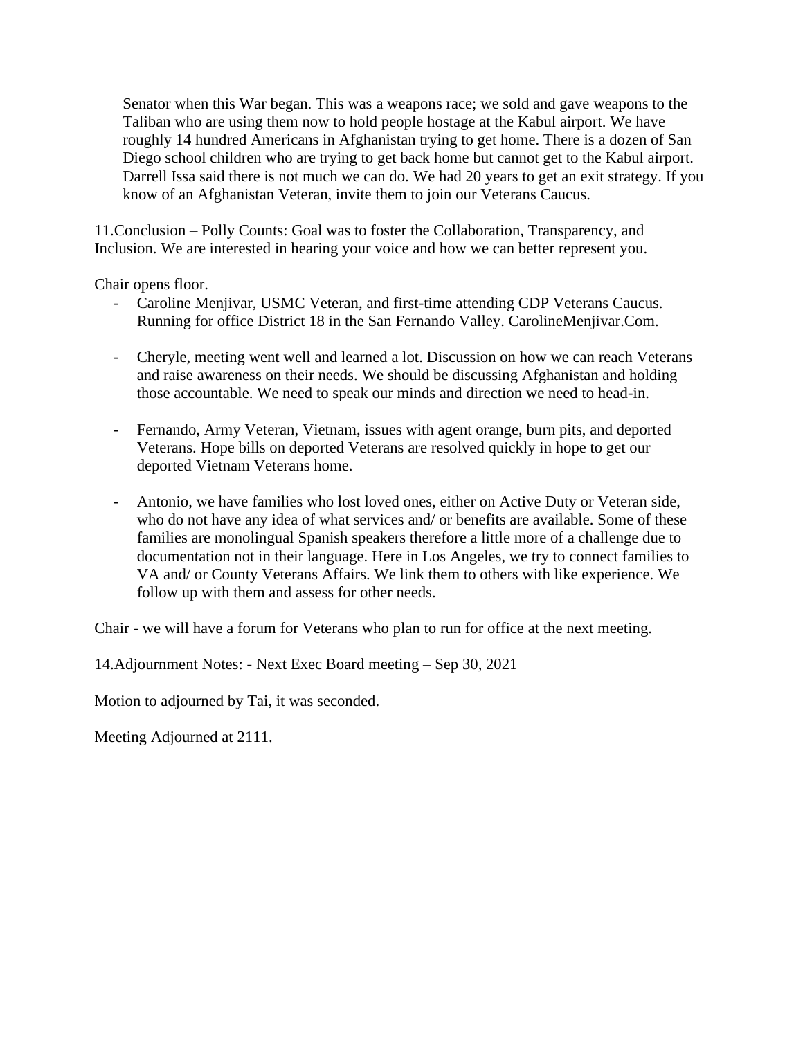Senator when this War began. This was a weapons race; we sold and gave weapons to the Taliban who are using them now to hold people hostage at the Kabul airport. We have roughly 14 hundred Americans in Afghanistan trying to get home. There is a dozen of San Diego school children who are trying to get back home but cannot get to the Kabul airport. Darrell Issa said there is not much we can do. We had 20 years to get an exit strategy. If you know of an Afghanistan Veteran, invite them to join our Veterans Caucus.

11.Conclusion – Polly Counts: Goal was to foster the Collaboration, Transparency, and Inclusion. We are interested in hearing your voice and how we can better represent you.

Chair opens floor.

- Caroline Menjivar, USMC Veteran, and first-time attending CDP Veterans Caucus. Running for office District 18 in the San Fernando Valley. CarolineMenjivar.Com.

- Cheryle, meeting went well and learned a lot. Discussion on how we can reach Veterans and raise awareness on their needs. We should be discussing Afghanistan and holding those accountable. We need to speak our minds and direction we need to head-in.

- Fernando, Army Veteran, Vietnam, issues with agent orange, burn pits, and deported Veterans. Hope bills on deported Veterans are resolved quickly in hope to get our deported Vietnam Veterans home.

- Antonio, we have families who lost loved ones, either on Active Duty or Veteran side, who do not have any idea of what services and/ or benefits are available. Some of these families are monolingual Spanish speakers therefore a little more of a challenge due to documentation not in their language. Here in Los Angeles, we try to connect families to VA and/ or County Veterans Affairs. We link them to others with like experience. We follow up with them and assess for other needs.

Chair - we will have a forum for Veterans who plan to run for office at the next meeting.

14.Adjournment Notes: - Next Exec Board meeting – Sep 30, 2021

Motion to adjourned by Tai, it was seconded.

Meeting Adjourned at 2111.